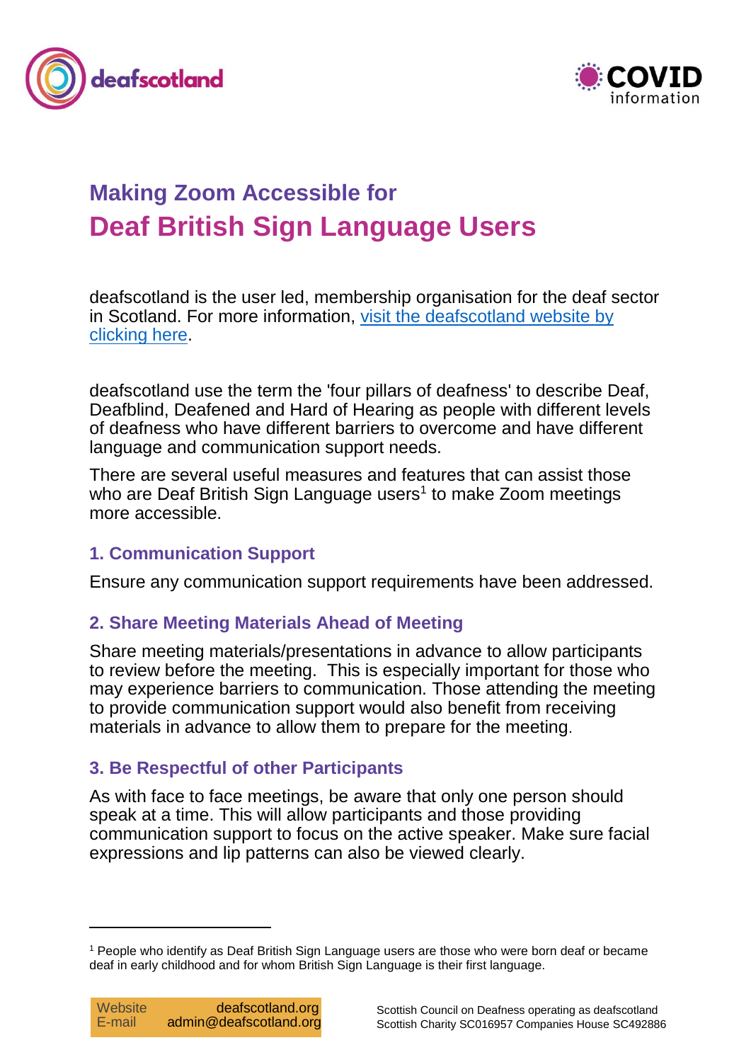# Making Zoom Accessible for
# Deaf British Sign Language Users

deafscotland is the user led, membership organisation for the deaf sector in Scotland. For more information, [visit the deafscotland website by clicking here](#).

deafscotland use the term the 'four pillars of deafness' to describe Deaf, Deafblind, Deafened and Hard of Hearing as people with different levels of deafness who have different barriers to overcome and have different language and communication support needs.

There are several useful measures and features that can assist those who are Deaf British Sign Language users[1] to make Zoom meetings more accessible.

### 1. Communication Support

Ensure any communication support requirements have been addressed.

### 2. Share Meeting Materials Ahead of Meeting

Share meeting materials/presentations in advance to allow participants to review before the meeting. This is especially important for those who may experience barriers to communication. Those attending the meeting to provide communication support would also benefit from receiving materials in advance to allow them to prepare for the meeting.

### 3. Be Respectful of other Participants

As with face to face meetings, be aware that only one person should speak at a time. This will allow participants and those providing communication support to focus on the active speaker. Make sure facial expressions and lip patterns can also be viewed clearly.

---

[1] People who identify as Deaf British Sign Language users are those who were born deaf or became deaf in early childhood and for whom British Sign Language is their first language.

Website deafscotland.org
E-mail admin@deafscotland.org

Scottish Council on Deafness operating as deafscotland
Scottish Charity SC016957 Companies House SC492886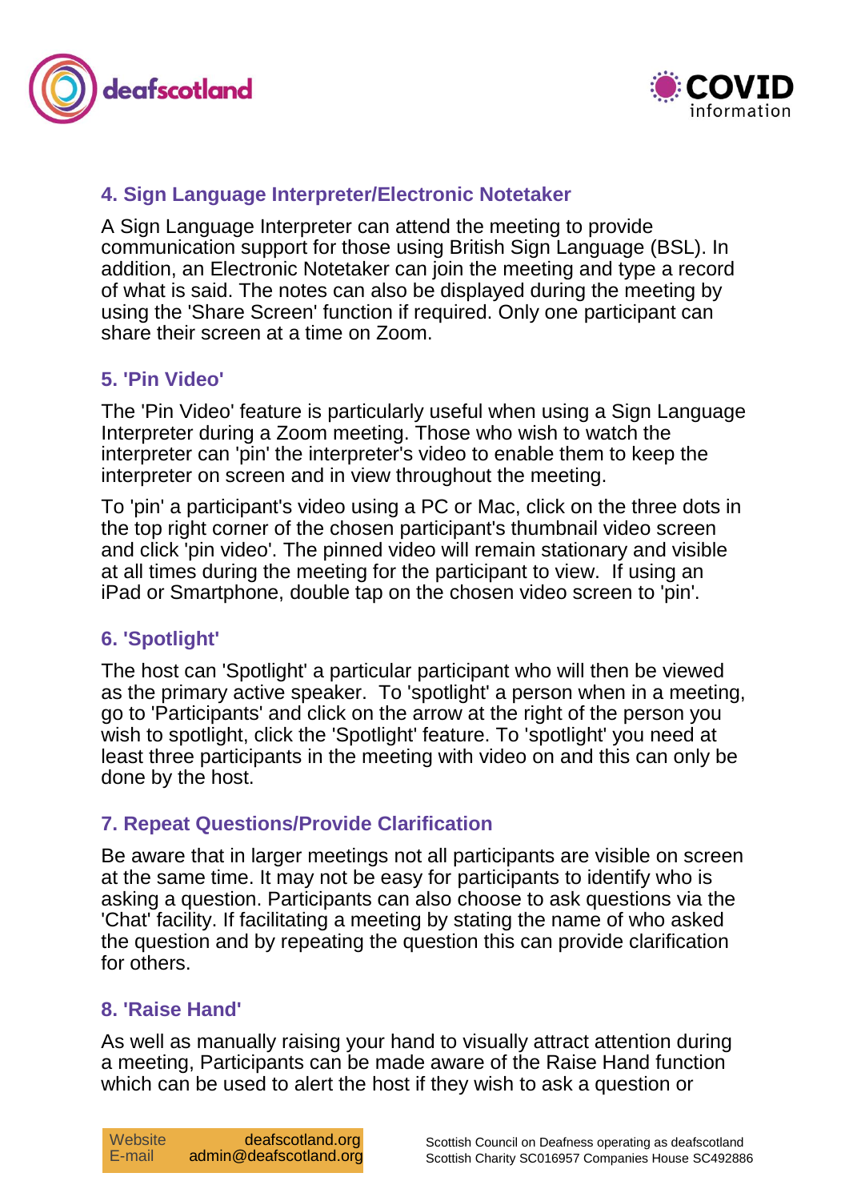### 4. Sign Language Interpreter/Electronic Notetaker

A Sign Language Interpreter can attend the meeting to provide communication support for those using British Sign Language (BSL). In addition, an Electronic Notetaker can join the meeting and type a record of what is said. The notes can also be displayed during the meeting by using the 'Share Screen' function if required. Only one participant can share their screen at a time on Zoom.

### 5. 'Pin Video'

The 'Pin Video' feature is particularly useful when using a Sign Language Interpreter during a Zoom meeting. Those who wish to watch the interpreter can 'pin' the interpreter's video to enable them to keep the interpreter on screen and in view throughout the meeting.

To 'pin' a participant's video using a PC or Mac, click on the three dots in the top right corner of the chosen participant's thumbnail video screen and click 'pin video'. The pinned video will remain stationary and visible at all times during the meeting for the participant to view. If using an iPad or Smartphone, double tap on the chosen video screen to 'pin'.

### 6. 'Spotlight'

The host can 'Spotlight' a particular participant who will then be viewed as the primary active speaker. To 'spotlight' a person when in a meeting, go to 'Participants' and click on the arrow at the right of the person you wish to spotlight, click the 'Spotlight' feature. To 'spotlight' you need at least three participants in the meeting with video on and this can only be done by the host.

### 7. Repeat Questions/Provide Clarification

Be aware that in larger meetings not all participants are visible on screen at the same time. It may not be easy for participants to identify who is asking a question. Participants can also choose to ask questions via the 'Chat' facility. If facilitating a meeting by stating the name of who asked the question and by repeating the question this can provide clarification for others.

### 8. 'Raise Hand'

As well as manually raising your hand to visually attract attention during a meeting, Participants can be made aware of the Raise Hand function which can be used to alert the host if they wish to ask a question or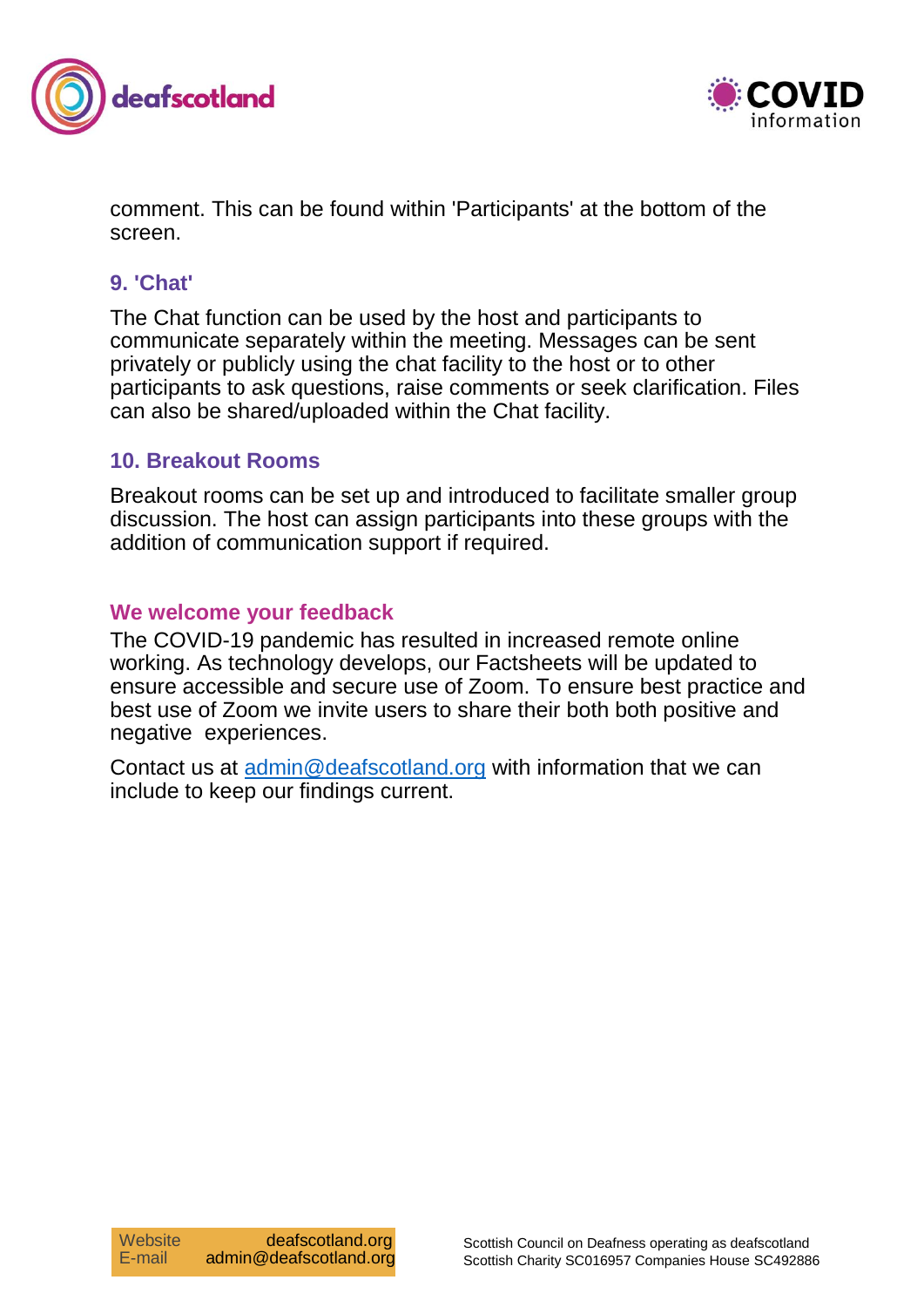comment. This can be found within 'Participants' at the bottom of the screen.

### 9. 'Chat'

The Chat function can be used by the host and participants to communicate separately within the meeting. Messages can be sent privately or publicly using the chat facility to the host or to other participants to ask questions, raise comments or seek clarification. Files can also be shared/uploaded within the Chat facility.

### 10. Breakout Rooms

Breakout rooms can be set up and introduced to facilitate smaller group discussion. The host can assign participants into these groups with the addition of communication support if required.

### We welcome your feedback

The COVID-19 pandemic has resulted in increased remote online working. As technology develops, our Factsheets will be updated to ensure accessible and secure use of Zoom. To ensure best practice and best use of Zoom we invite users to share their both both positive and negative experiences.

Contact us at admin@deafscotland.org with information that we can include to keep our findings current.

| | |
|---|---|
| Website | deafscotland.org |
| E-mail | admin@deafscotland.org |

Scottish Council on Deafness operating as deafscotland
Scottish Charity SC016957 Companies House SC492886